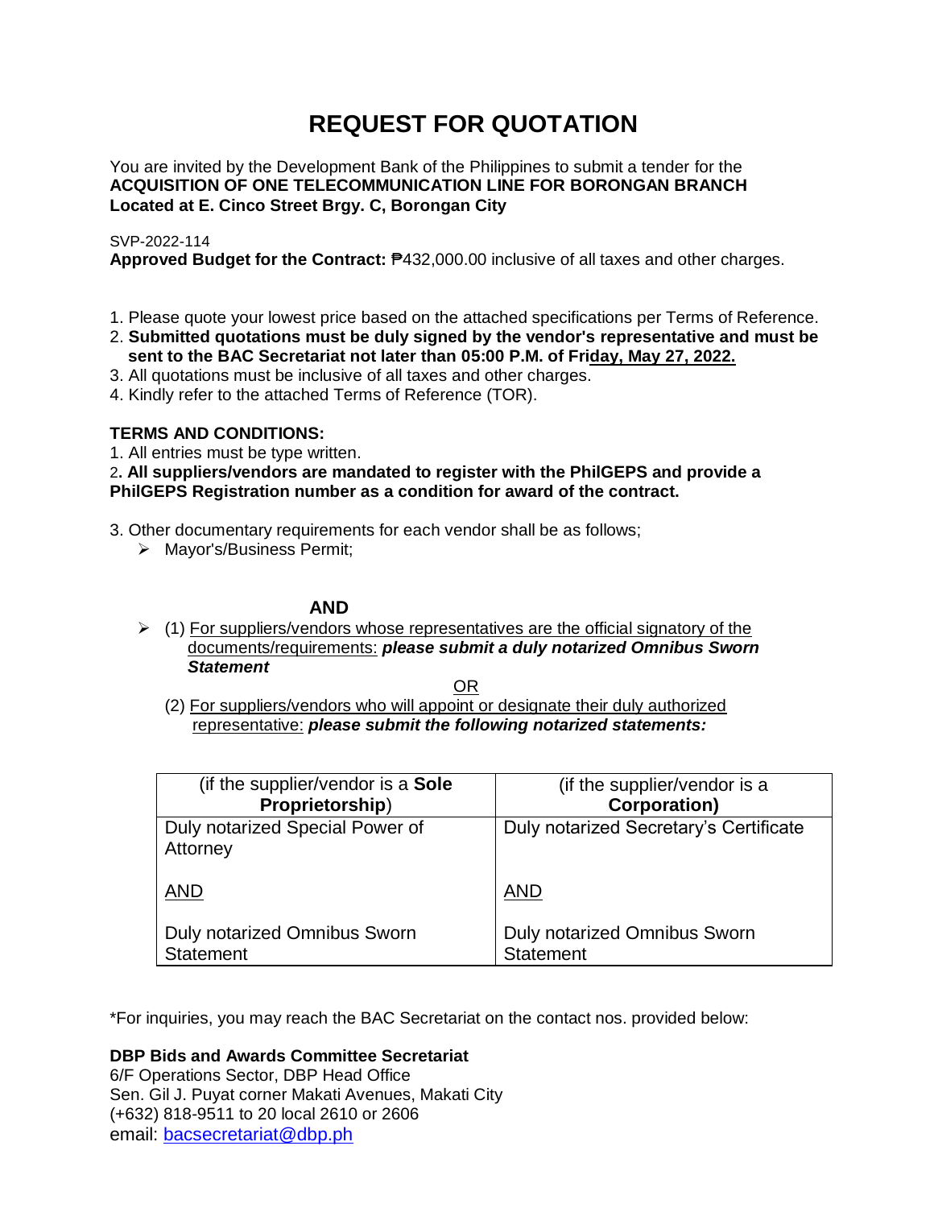# REQUEST FOR QUOTATION

You are invited by the Development Bank of the Philippines to submit a tender for the **ACQUISITION OF ONE TELECOMMUNICATION LINE FOR BORONGAN BRANCH Located at E. Cinco Street Brgy. C, Borongan City**

SVP-2022-114

**Approved Budget for the Contract:** ₱432,000.00 inclusive of all taxes and other charges.

1. Please quote your lowest price based on the attached specifications per Terms of Reference.
2. **Submitted quotations must be duly signed by the vendor's representative and must be sent to the BAC Secretariat not later than 05:00 P.M. of Friday, May 27, 2022.**
3. All quotations must be inclusive of all taxes and other charges.
4. Kindly refer to the attached Terms of Reference (TOR).

**TERMS AND CONDITIONS:**

1. All entries must be type written.
2. **All suppliers/vendors are mandated to register with the PhilGEPS and provide a PhilGEPS Registration number as a condition for award of the contract.**
3. Other documentary requirements for each vendor shall be as follows;
   - Mayor's/Business Permit;

**AND**

   - (1) For suppliers/vendors whose representatives are the official signatory of the documents/requirements: ***please submit a duly notarized Omnibus Sworn Statement***

OR

   (2) For suppliers/vendors who will appoint or designate their duly authorized representative: ***please submit the following notarized statements:***

| (if the supplier/vendor is a **Sole Proprietorship**) | (if the supplier/vendor is a **Corporation)** |
|---|---|
| Duly notarized Special Power of Attorney<br><br>AND<br><br>Duly notarized Omnibus Sworn Statement | Duly notarized Secretary's Certificate<br><br>AND<br><br>Duly notarized Omnibus Sworn Statement |

*For inquiries, you may reach the BAC Secretariat on the contact nos. provided below:

**DBP Bids and Awards Committee Secretariat**
6/F Operations Sector, DBP Head Office
Sen. Gil J. Puyat corner Makati Avenues, Makati City
(+632) 818-9511 to 20 local 2610 or 2606
email: bacsecretariat@dbp.ph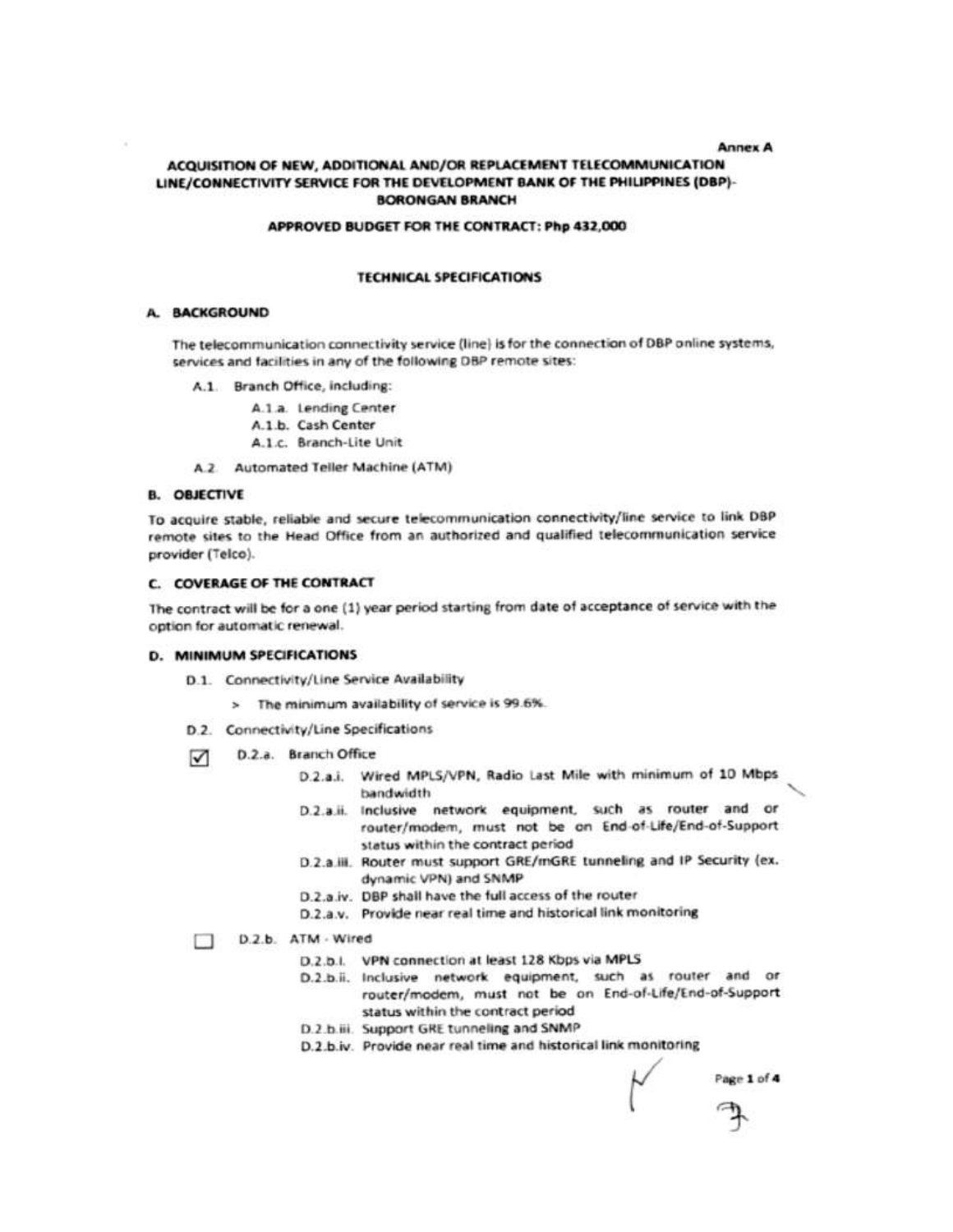Annex A

**ACQUISITION OF NEW, ADDITIONAL AND/OR REPLACEMENT TELECOMMUNICATION LINE/CONNECTIVITY SERVICE FOR THE DEVELOPMENT BANK OF THE PHILIPPINES (DBP)-BORONGAN BRANCH**

**APPROVED BUDGET FOR THE CONTRACT: Php 432,000**

## TECHNICAL SPECIFICATIONS

### A. BACKGROUND

The telecommunication connectivity service (line) is for the connection of DBP online systems, services and facilities in any of the following DBP remote sites:

- A.1. Branch Office, including:
  - A.1.a. Lending Center
  - A.1.b. Cash Center
  - A.1.c. Branch-Lite Unit
- A.2. Automated Teller Machine (ATM)

### B. OBJECTIVE

To acquire stable, reliable and secure telecommunication connectivity/line service to link DBP remote sites to the Head Office from an authorized and qualified telecommunication service provider (Telco).

### C. COVERAGE OF THE CONTRACT

The contract will be for a one (1) year period starting from date of acceptance of service with the option for automatic renewal.

### D. MINIMUM SPECIFICATIONS

- D.1. Connectivity/Line Service Availability
  - > The minimum availability of service is 99.6%.
- D.2. Connectivity/Line Specifications

☑ D.2.a. Branch Office

- D.2.a.i. Wired MPLS/VPN, Radio Last Mile with minimum of 10 Mbps bandwidth
- D.2.a.ii. Inclusive network equipment, such as router and or router/modem, must not be on End-of-Life/End-of-Support status within the contract period
- D.2.a.iii. Router must support GRE/mGRE tunneling and IP Security (ex. dynamic VPN) and SNMP
- D.2.a.iv. DBP shall have the full access of the router
- D.2.a.v. Provide near real time and historical link monitoring

☐ D.2.b. ATM - Wired

- D.2.b.i. VPN connection at least 128 Kbps via MPLS
- D.2.b.ii. Inclusive network equipment, such as router and or router/modem, must not be on End-of-Life/End-of-Support status within the contract period
- D.2.b.iii. Support GRE tunneling and SNMP
- D.2.b.iv. Provide near real time and historical link monitoring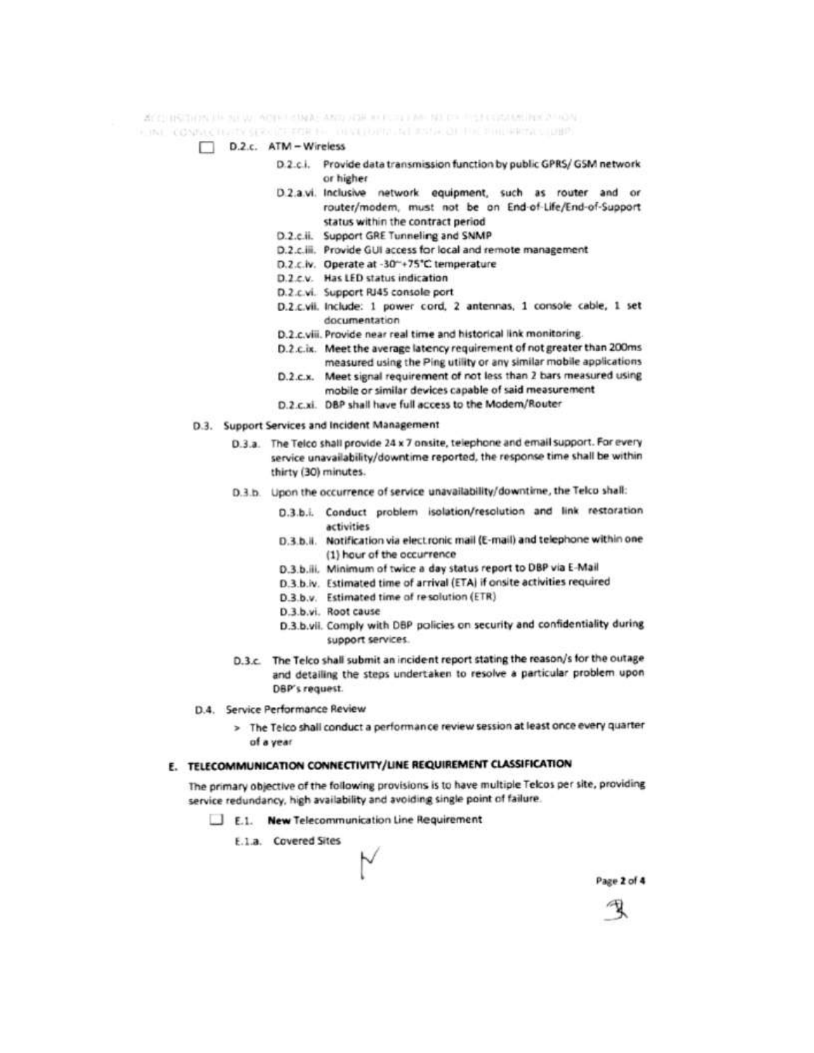- [ ] D.2.c. ATM – Wireless
  - D.2.c.i. Provide data transmission function by public GPRS/ GSM network or higher
  - D.2.a.vi. Inclusive network equipment, such as router and or router/modem, must not be on End-of-Life/End-of-Support status within the contract period
  - D.2.c.ii. Support GRE Tunneling and SNMP
  - D.2.c.iii. Provide GUI access for local and remote management
  - D.2.c.iv. Operate at -30~+75°C temperature
  - D.2.c.v. Has LED status indication
  - D.2.c.vi. Support RJ45 console port
  - D.2.c.vii. Include: 1 power cord, 2 antennas, 1 console cable, 1 set documentation
  - D.2.c.viii. Provide near real time and historical link monitoring.
  - D.2.c.ix. Meet the average latency requirement of not greater than 200ms measured using the Ping utility or any similar mobile applications
  - D.2.c.x. Meet signal requirement of not less than 2 bars measured using mobile or similar devices capable of said measurement
  - D.2.c.xi. DBP shall have full access to the Modem/Router

D.3. Support Services and Incident Management

- D.3.a. The Telco shall provide 24 x 7 onsite, telephone and email support. For every service unavailability/downtime reported, the response time shall be within thirty (30) minutes.
- D.3.b. Upon the occurrence of service unavailability/downtime, the Telco shall:
  - D.3.b.i. Conduct problem isolation/resolution and link restoration activities
  - D.3.b.ii. Notification via electronic mail (E-mail) and telephone within one (1) hour of the occurrence
  - D.3.b.iii. Minimum of twice a day status report to DBP via E-Mail
  - D.3.b.iv. Estimated time of arrival (ETA) if onsite activities required
  - D.3.b.v. Estimated time of resolution (ETR)
  - D.3.b.vi. Root cause
  - D.3.b.vii. Comply with DBP policies on security and confidentiality during support services.
- D.3.c. The Telco shall submit an incident report stating the reason/s for the outage and detailing the steps undertaken to resolve a particular problem upon DBP's request.

D.4. Service Performance Review

> The Telco shall conduct a performance review session at least once every quarter of a year

## E. TELECOMMUNICATION CONNECTIVITY/LINE REQUIREMENT CLASSIFICATION

The primary objective of the following provisions is to have multiple Telcos per site, providing service redundancy, high availability and avoiding single point of failure.

- [ ] E.1. **New** Telecommunication Line Requirement

E.1.a. Covered Sites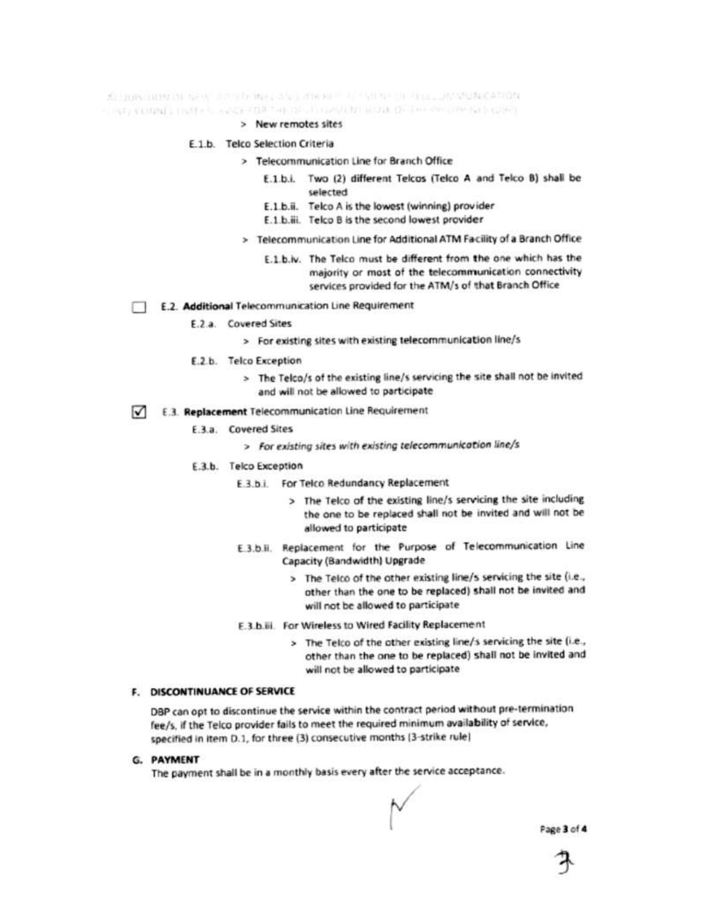> New remotes sites

E.1.b. Telco Selection Criteria

> Telecommunication Line for Branch Office

E.1.b.i. Two (2) different Telcos (Telco A and Telco B) shall be selected

E.1.b.ii. Telco A is the lowest (winning) provider

E.1.b.iii. Telco B is the second lowest provider

> Telecommunication Line for Additional ATM Facility of a Branch Office

E.1.b.iv. The Telco must be different from the one which has the majority or most of the telecommunication connectivity services provided for the ATM/s of that Branch Office

☐ E.2. **Additional** Telecommunication Line Requirement

E.2.a. Covered Sites

> For existing sites with existing telecommunication line/s

E.2.b. Telco Exception

> The Telco/s of the existing line/s servicing the site shall not be invited and will not be allowed to participate

☑ E.3. **Replacement** Telecommunication Line Requirement

E.3.a. Covered Sites

> *For existing sites with existing telecommunication line/s*

E.3.b. Telco Exception

E.3.b.i. For Telco Redundancy Replacement

> The Telco of the existing line/s servicing the site including the one to be replaced shall not be invited and will not be allowed to participate

E.3.b.ii. Replacement for the Purpose of Telecommunication Line Capacity (Bandwidth) Upgrade

> The Telco of the other existing line/s servicing the site (i.e., other than the one to be replaced) shall not be invited and will not be allowed to participate

E.3.b.iii. For Wireless to Wired Facility Replacement

> The Telco of the other existing line/s servicing the site (i.e., other than the one to be replaced) shall not be invited and will not be allowed to participate

## F. DISCONTINUANCE OF SERVICE

DBP can opt to discontinue the service within the contract period without pre-termination fee/s, if the Telco provider fails to meet the required minimum availability of service, specified in item D.1, for three (3) consecutive months (3-strike rule)

## G. PAYMENT

The payment shall be in a monthly basis every after the service acceptance.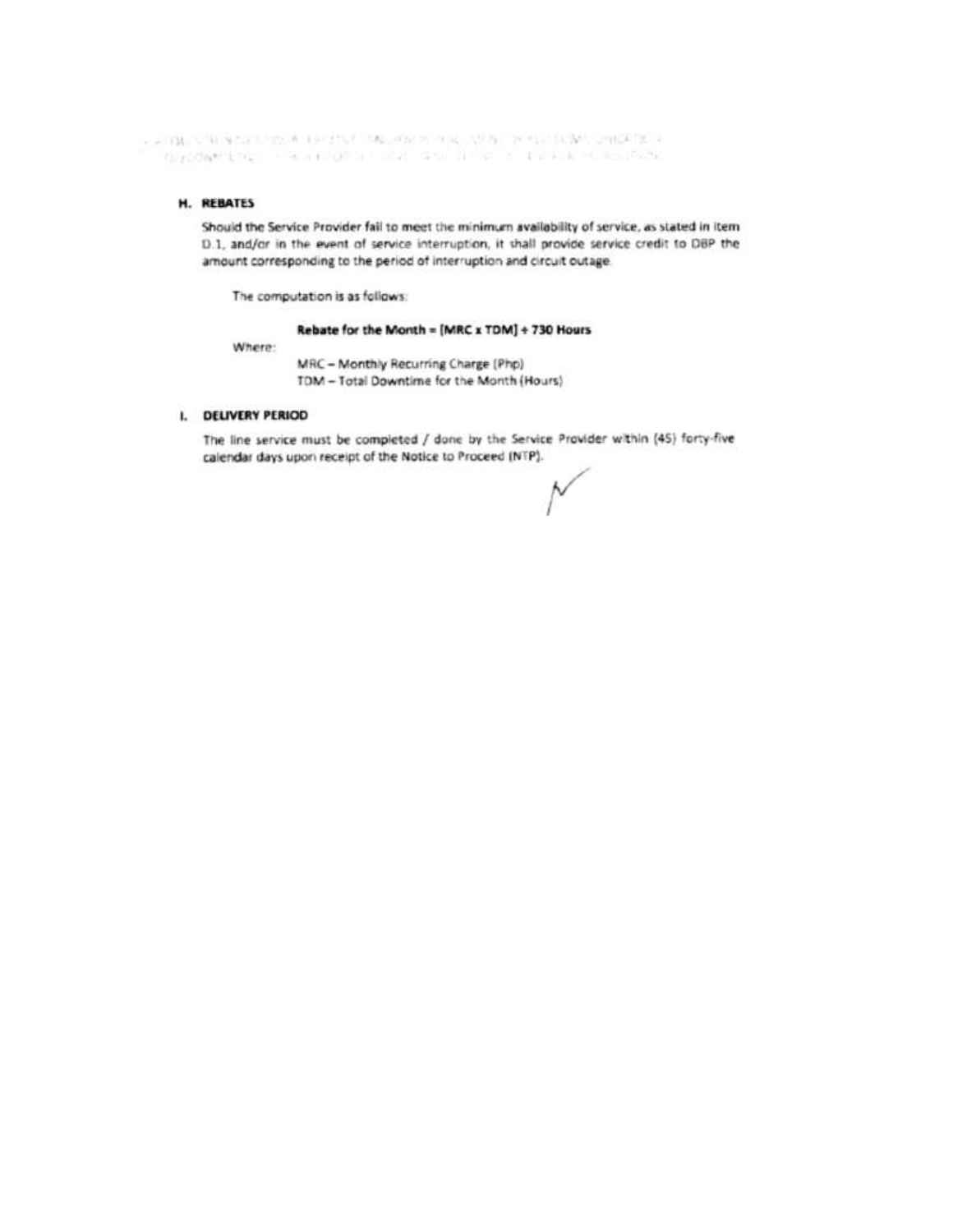## H. REBATES

Should the Service Provider fail to meet the minimum availability of service, as stated in item D.1, and/or in the event of service interruption, it shall provide service credit to DBP the amount corresponding to the period of interruption and circuit outage.

The computation is as follows:

**Rebate for the Month = [MRC x TDM] ÷ 730 Hours**

Where:

MRC – Monthly Recurring Charge (Php)
TDM – Total Downtime for the Month (Hours)

## I. DELIVERY PERIOD

The line service must be completed / done by the Service Provider within (45) forty-five calendar days upon receipt of the Notice to Proceed (NTP).